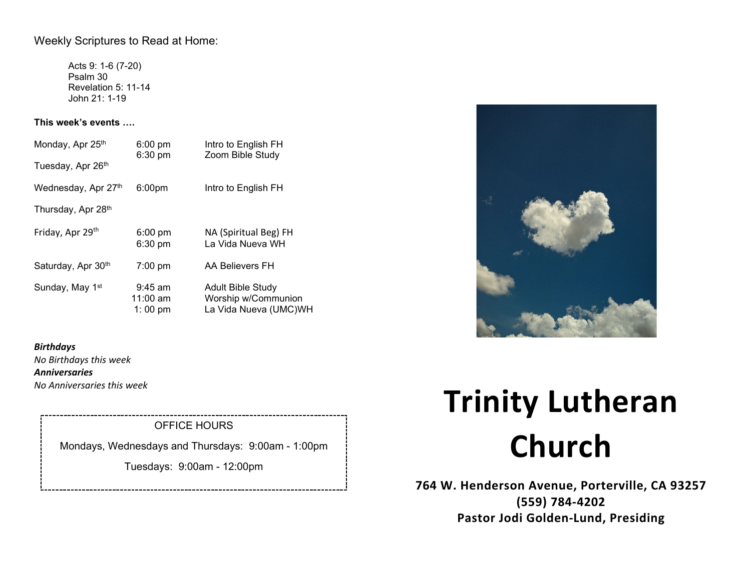Weekly Scriptures to Read at Home:

Acts 9: 1-6 (7-20)
Psalm 30
Revelation 5: 11-14
John 21: 1-19

**This week's events ….**

| | | |
|---|---|---|
| Monday, Apr 25th | 6:00 pm<br>6:30 pm | Intro to English FH<br>Zoom Bible Study |
| Tuesday, Apr 26th | | |
| Wednesday, Apr 27th | 6:00pm | Intro to English FH |
| Thursday, Apr 28th | | |
| Friday, Apr 29th | 6:00 pm<br>6:30 pm | NA (Spiritual Beg) FH<br>La Vida Nueva WH |
| Saturday, Apr 30th | 7:00 pm | AA Believers FH |
| Sunday, May 1st | 9:45 am<br>11:00 am<br>1: 00 pm | Adult Bible Study<br>Worship w/Communion<br>La Vida Nueva (UMC)WH |

***Birthdays***
*No Birthdays this week*
***Anniversaries***
*No Anniversaries this week*

OFFICE HOURS

Mondays, Wednesdays and Thursdays: 9:00am - 1:00pm

Tuesdays: 9:00am - 12:00pm

# Trinity Lutheran Church

**764 W. Henderson Avenue, Porterville, CA 93257**
**(559) 784-4202**
**Pastor Jodi Golden-Lund, Presiding**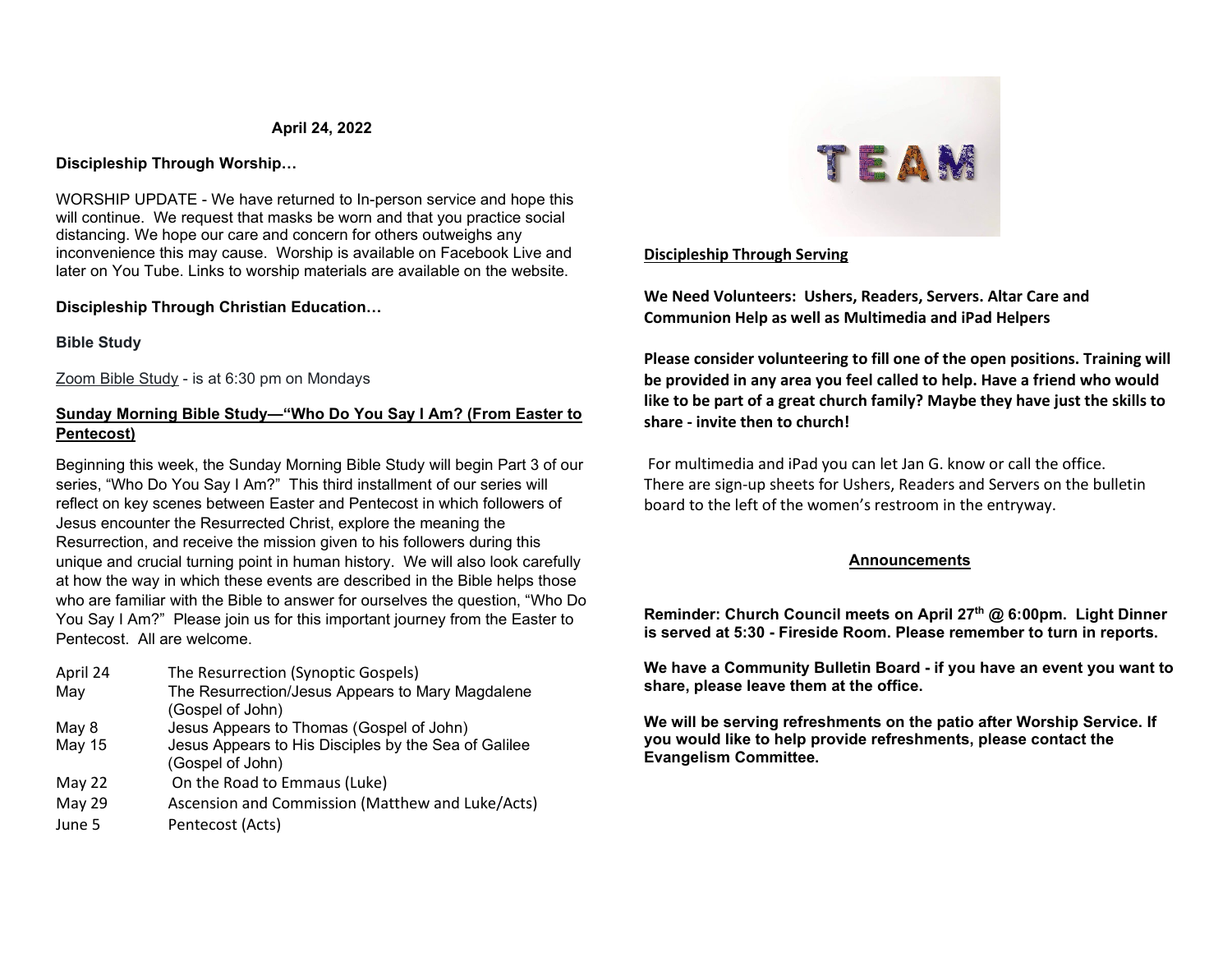**April 24, 2022**

### Discipleship Through Worship…

WORSHIP UPDATE - We have returned to In-person service and hope this will continue. We request that masks be worn and that you practice social distancing. We hope our care and concern for others outweighs any inconvenience this may cause. Worship is available on Facebook Live and later on You Tube. Links to worship materials are available on the website.

### Discipleship Through Christian Education…

**Bible Study**

Zoom Bible Study - is at 6:30 pm on Mondays

**Sunday Morning Bible Study—"Who Do You Say I Am? (From Easter to Pentecost)**

Beginning this week, the Sunday Morning Bible Study will begin Part 3 of our series, "Who Do You Say I Am?" This third installment of our series will reflect on key scenes between Easter and Pentecost in which followers of Jesus encounter the Resurrected Christ, explore the meaning the Resurrection, and receive the mission given to his followers during this unique and crucial turning point in human history. We will also look carefully at how the way in which these events are described in the Bible helps those who are familiar with the Bible to answer for ourselves the question, "Who Do You Say I Am?" Please join us for this important journey from the Easter to Pentecost. All are welcome.

| | |
|---|---|
| April 24 | The Resurrection (Synoptic Gospels) |
| May | The Resurrection/Jesus Appears to Mary Magdalene (Gospel of John) |
| May 8 | Jesus Appears to Thomas (Gospel of John) |
| May 15 | Jesus Appears to His Disciples by the Sea of Galilee (Gospel of John) |
| May 22 | On the Road to Emmaus (Luke) |
| May 29 | Ascension and Commission (Matthew and Luke/Acts) |
| June 5 | Pentecost (Acts) |

TEAM

### Discipleship Through Serving

**We Need Volunteers: Ushers, Readers, Servers. Altar Care and Communion Help as well as Multimedia and iPad Helpers**

**Please consider volunteering to fill one of the open positions. Training will be provided in any area you feel called to help. Have a friend who would like to be part of a great church family? Maybe they have just the skills to share - invite then to church!**

For multimedia and iPad you can let Jan G. know or call the office. There are sign-up sheets for Ushers, Readers and Servers on the bulletin board to the left of the women's restroom in the entryway.

### Announcements

**Reminder: Church Council meets on April 27th @ 6:00pm. Light Dinner is served at 5:30 - Fireside Room. Please remember to turn in reports.**

**We have a Community Bulletin Board - if you have an event you want to share, please leave them at the office.**

**We will be serving refreshments on the patio after Worship Service. If you would like to help provide refreshments, please contact the Evangelism Committee.**